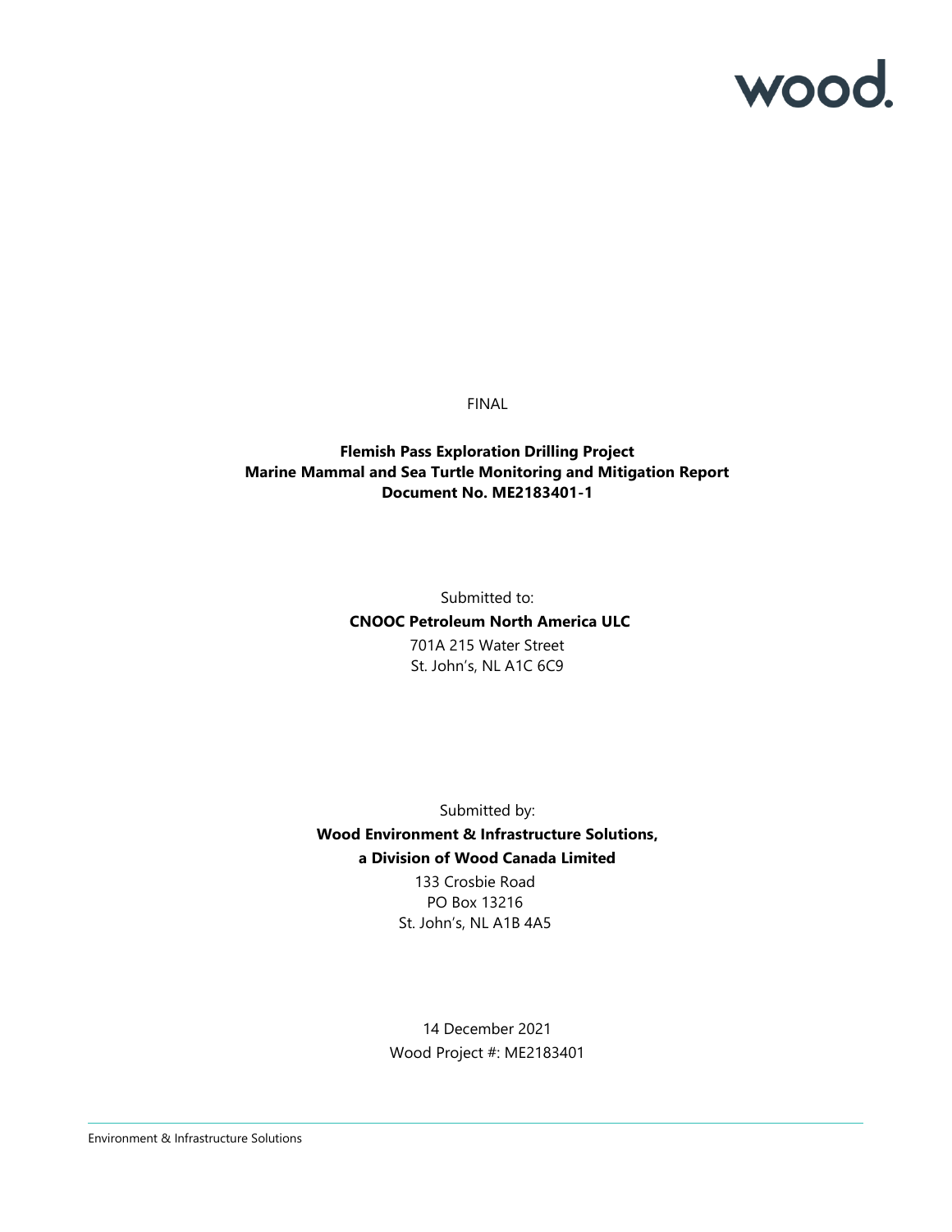wood.

FINAL

**Flemish Pass Exploration Drilling Project**
**Marine Mammal and Sea Turtle Monitoring and Mitigation Report**
**Document No. ME2183401-1**

Submitted to:

**CNOOC Petroleum North America ULC**

701A 215 Water Street
St. John's, NL A1C 6C9

Submitted by:

**Wood Environment & Infrastructure Solutions,**
**a Division of Wood Canada Limited**

133 Crosbie Road
PO Box 13216
St. John's, NL A1B 4A5

14 December 2021
Wood Project #: ME2183401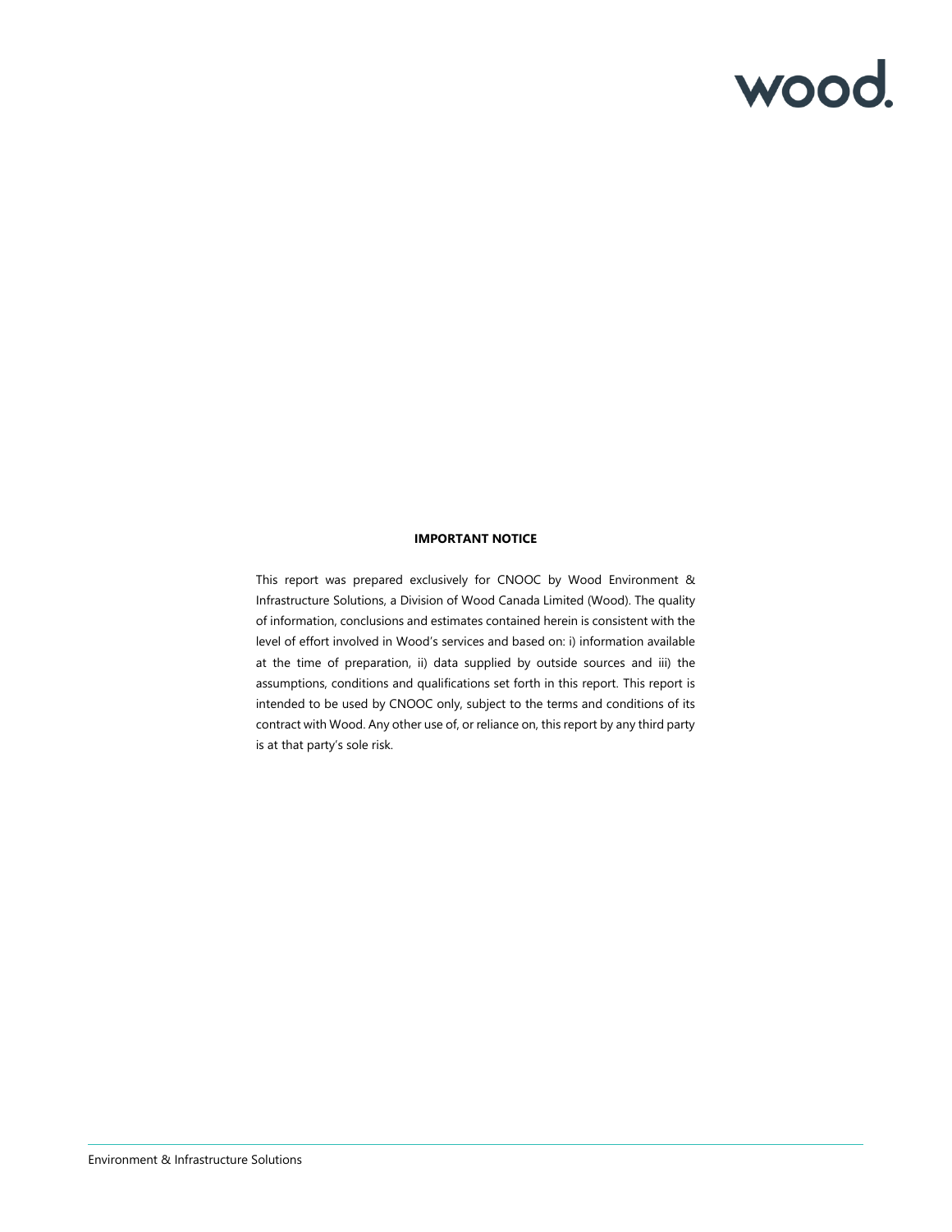**IMPORTANT NOTICE**

This report was prepared exclusively for CNOOC by Wood Environment & Infrastructure Solutions, a Division of Wood Canada Limited (Wood). The quality of information, conclusions and estimates contained herein is consistent with the level of effort involved in Wood's services and based on: i) information available at the time of preparation, ii) data supplied by outside sources and iii) the assumptions, conditions and qualifications set forth in this report. This report is intended to be used by CNOOC only, subject to the terms and conditions of its contract with Wood. Any other use of, or reliance on, this report by any third party is at that party's sole risk.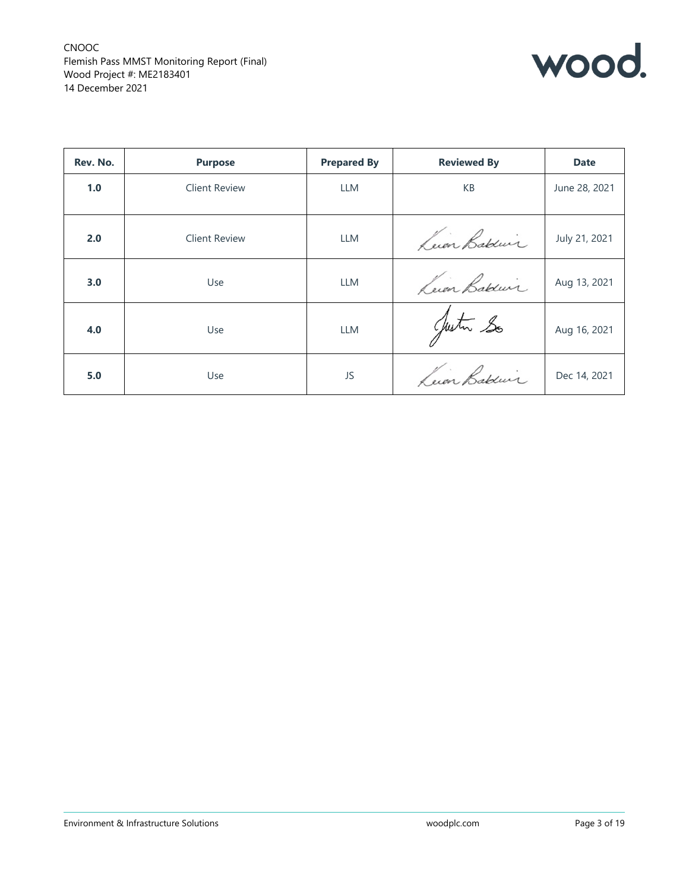| Rev. No. | Purpose | Prepared By | Reviewed By | Date |
|---|---|---|---|---|
| **1.0** | Client Review | LLM | KB | June 28, 2021 |
| **2.0** | Client Review | LLM | Kevin Baldwin | July 21, 2021 |
| **3.0** | Use | LLM | Kevin Baldwin | Aug 13, 2021 |
| **4.0** | Use | LLM | Justin So | Aug 16, 2021 |
| **5.0** | Use | JS | Kevin Baldwin | Dec 14, 2021 |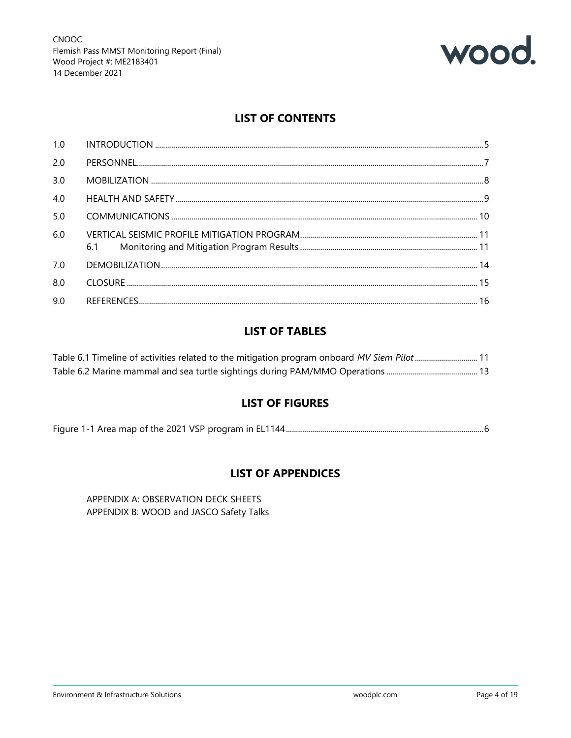## LIST OF CONTENTS

| | | |
|---|---|---|
| 1.0 | INTRODUCTION | 5 |
| 2.0 | PERSONNEL | 7 |
| 3.0 | MOBILIZATION | 8 |
| 4.0 | HEALTH AND SAFETY | 9 |
| 5.0 | COMMUNICATIONS | 10 |
| 6.0 | VERTICAL SEISMIC PROFILE MITIGATION PROGRAM | 11 |
| | 6.1 Monitoring and Mitigation Program Results | 11 |
| 7.0 | DEMOBILIZATION | 14 |
| 8.0 | CLOSURE | 15 |
| 9.0 | REFERENCES | 16 |

## LIST OF TABLES

Table 6.1 Timeline of activities related to the mitigation program onboard *MV Siem Pilot* ..... 11
Table 6.2 Marine mammal and sea turtle sightings during PAM/MMO Operations ..... 13

## LIST OF FIGURES

Figure 1-1 Area map of the 2021 VSP program in EL1144 ..... 6

## LIST OF APPENDICES

APPENDIX A: OBSERVATION DECK SHEETS
APPENDIX B: WOOD and JASCO Safety Talks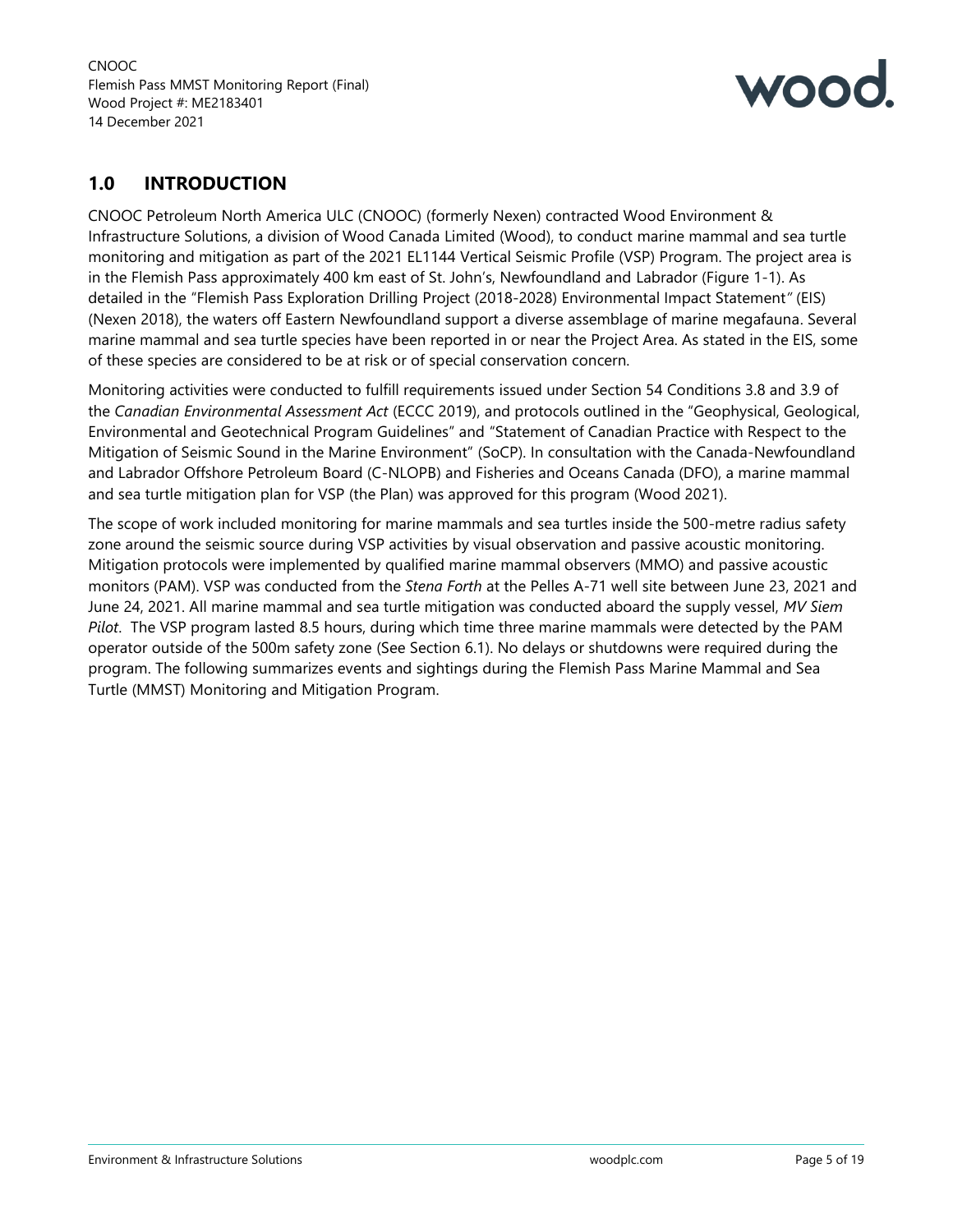## 1.0 INTRODUCTION

CNOOC Petroleum North America ULC (CNOOC) (formerly Nexen) contracted Wood Environment & Infrastructure Solutions, a division of Wood Canada Limited (Wood), to conduct marine mammal and sea turtle monitoring and mitigation as part of the 2021 EL1144 Vertical Seismic Profile (VSP) Program. The project area is in the Flemish Pass approximately 400 km east of St. John's, Newfoundland and Labrador (Figure 1-1). As detailed in the "Flemish Pass Exploration Drilling Project (2018-2028) Environmental Impact Statement" (EIS) (Nexen 2018), the waters off Eastern Newfoundland support a diverse assemblage of marine megafauna. Several marine mammal and sea turtle species have been reported in or near the Project Area. As stated in the EIS, some of these species are considered to be at risk or of special conservation concern.

Monitoring activities were conducted to fulfill requirements issued under Section 54 Conditions 3.8 and 3.9 of the *Canadian Environmental Assessment Act* (ECCC 2019), and protocols outlined in the "Geophysical, Geological, Environmental and Geotechnical Program Guidelines" and "Statement of Canadian Practice with Respect to the Mitigation of Seismic Sound in the Marine Environment" (SoCP). In consultation with the Canada-Newfoundland and Labrador Offshore Petroleum Board (C-NLOPB) and Fisheries and Oceans Canada (DFO), a marine mammal and sea turtle mitigation plan for VSP (the Plan) was approved for this program (Wood 2021).

The scope of work included monitoring for marine mammals and sea turtles inside the 500-metre radius safety zone around the seismic source during VSP activities by visual observation and passive acoustic monitoring. Mitigation protocols were implemented by qualified marine mammal observers (MMO) and passive acoustic monitors (PAM). VSP was conducted from the *Stena Forth* at the Pelles A-71 well site between June 23, 2021 and June 24, 2021. All marine mammal and sea turtle mitigation was conducted aboard the supply vessel, *MV Siem Pilot*. The VSP program lasted 8.5 hours, during which time three marine mammals were detected by the PAM operator outside of the 500m safety zone (See Section 6.1). No delays or shutdowns were required during the program. The following summarizes events and sightings during the Flemish Pass Marine Mammal and Sea Turtle (MMST) Monitoring and Mitigation Program.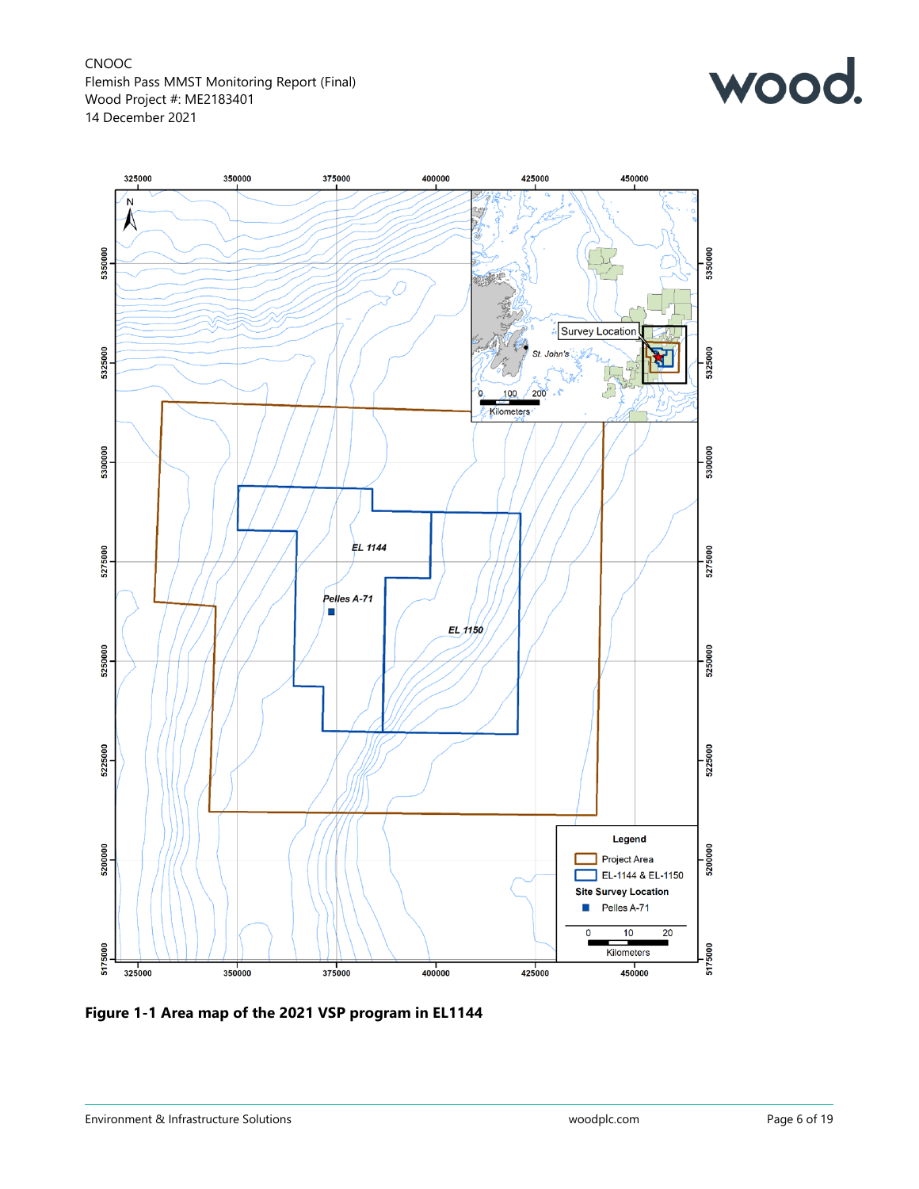**Figure 1-1 Area map of the 2021 VSP program in EL1144**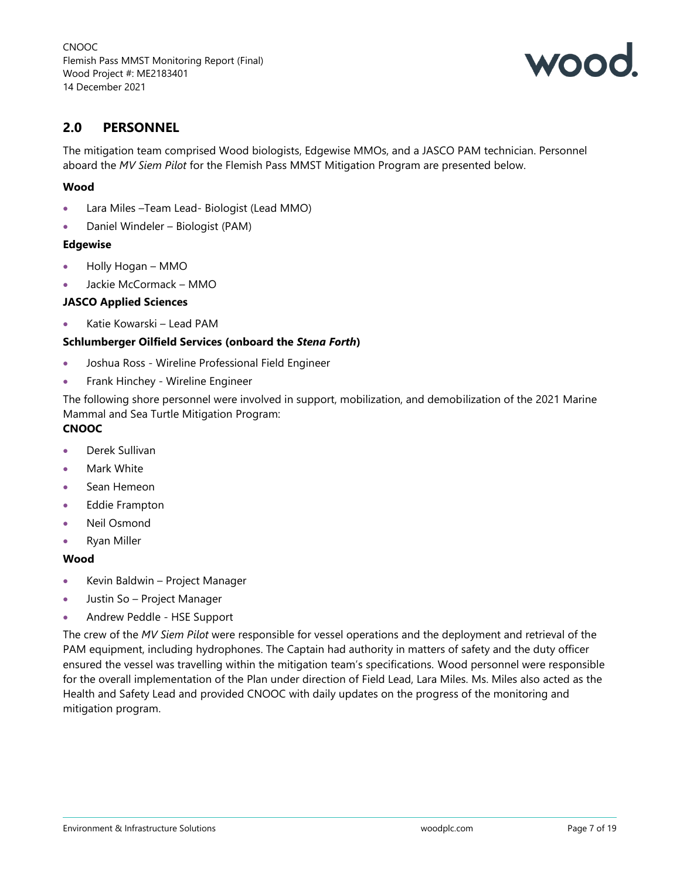## 2.0 PERSONNEL

The mitigation team comprised Wood biologists, Edgewise MMOs, and a JASCO PAM technician. Personnel aboard the *MV Siem Pilot* for the Flemish Pass MMST Mitigation Program are presented below.

**Wood**

- Lara Miles –Team Lead- Biologist (Lead MMO)
- Daniel Windeler – Biologist (PAM)

**Edgewise**

- Holly Hogan – MMO
- Jackie McCormack – MMO

**JASCO Applied Sciences**

- Katie Kowarski – Lead PAM

**Schlumberger Oilfield Services (onboard the *Stena Forth*)**

- Joshua Ross - Wireline Professional Field Engineer
- Frank Hinchey - Wireline Engineer

The following shore personnel were involved in support, mobilization, and demobilization of the 2021 Marine Mammal and Sea Turtle Mitigation Program:

**CNOOC**

- Derek Sullivan
- Mark White
- Sean Hemeon
- Eddie Frampton
- Neil Osmond
- Ryan Miller

**Wood**

- Kevin Baldwin – Project Manager
- Justin So – Project Manager
- Andrew Peddle - HSE Support

The crew of the *MV Siem Pilot* were responsible for vessel operations and the deployment and retrieval of the PAM equipment, including hydrophones. The Captain had authority in matters of safety and the duty officer ensured the vessel was travelling within the mitigation team's specifications. Wood personnel were responsible for the overall implementation of the Plan under direction of Field Lead, Lara Miles. Ms. Miles also acted as the Health and Safety Lead and provided CNOOC with daily updates on the progress of the monitoring and mitigation program.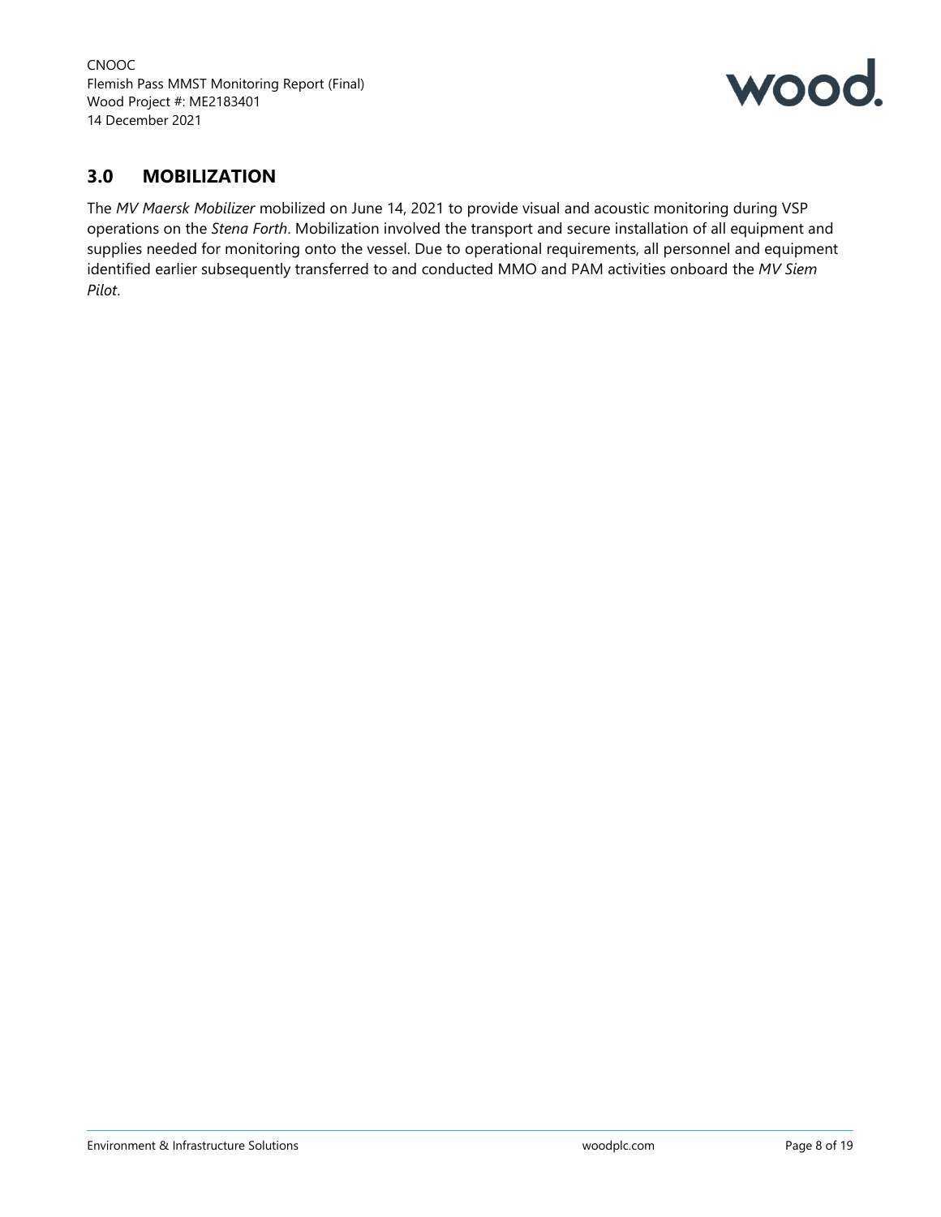## 3.0 MOBILIZATION

The *MV Maersk Mobilizer* mobilized on June 14, 2021 to provide visual and acoustic monitoring during VSP operations on the *Stena Forth*. Mobilization involved the transport and secure installation of all equipment and supplies needed for monitoring onto the vessel. Due to operational requirements, all personnel and equipment identified earlier subsequently transferred to and conducted MMO and PAM activities onboard the *MV Siem Pilot*.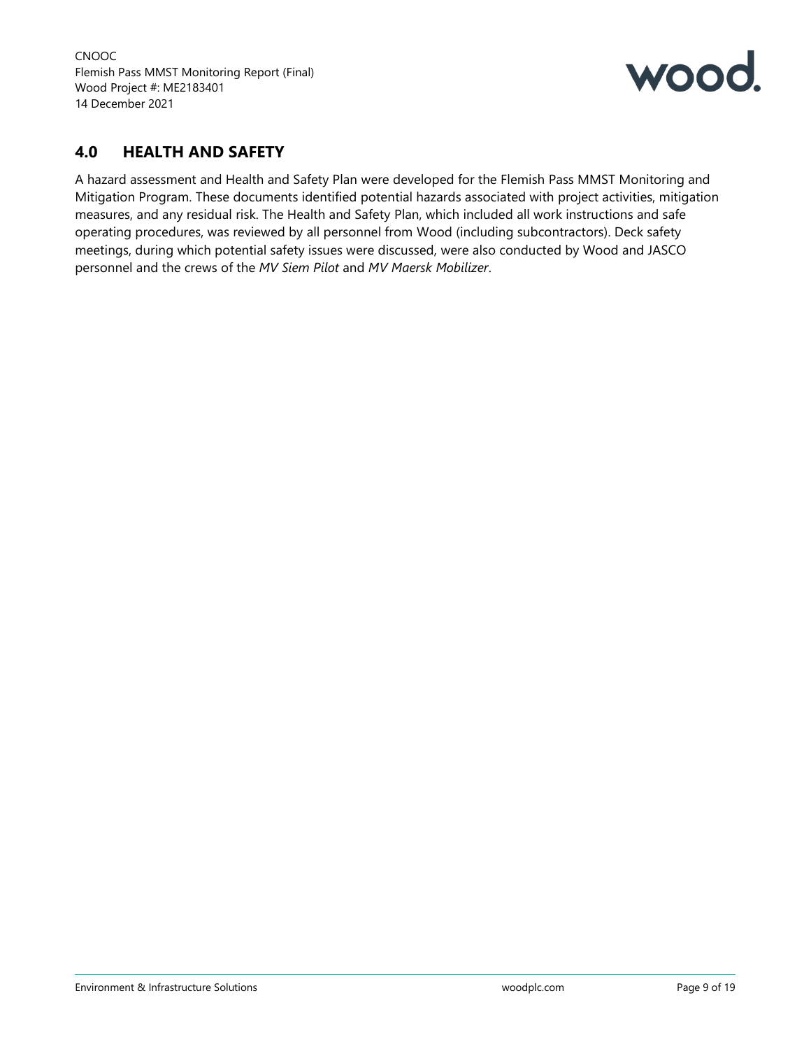## 4.0 HEALTH AND SAFETY

A hazard assessment and Health and Safety Plan were developed for the Flemish Pass MMST Monitoring and Mitigation Program. These documents identified potential hazards associated with project activities, mitigation measures, and any residual risk. The Health and Safety Plan, which included all work instructions and safe operating procedures, was reviewed by all personnel from Wood (including subcontractors). Deck safety meetings, during which potential safety issues were discussed, were also conducted by Wood and JASCO personnel and the crews of the *MV Siem Pilot* and *MV Maersk Mobilizer*.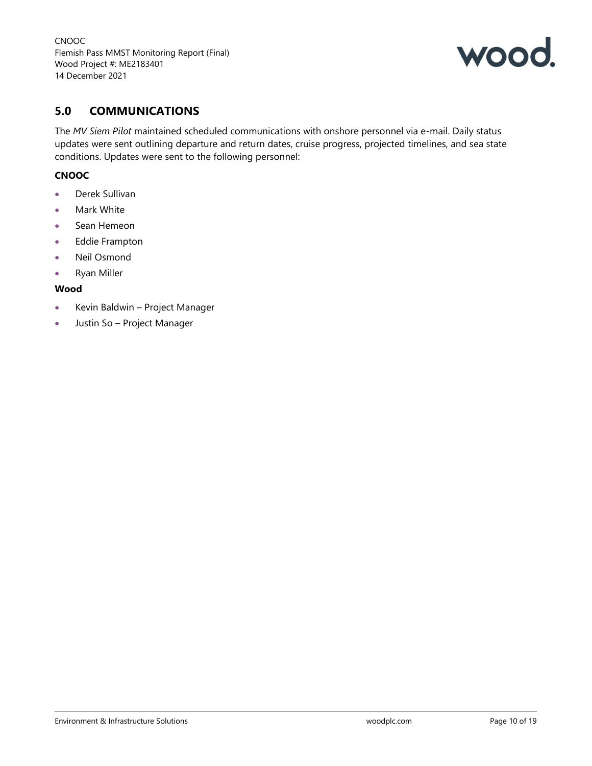## 5.0 COMMUNICATIONS

The *MV Siem Pilot* maintained scheduled communications with onshore personnel via e-mail. Daily status updates were sent outlining departure and return dates, cruise progress, projected timelines, and sea state conditions. Updates were sent to the following personnel:

**CNOOC**

- Derek Sullivan
- Mark White
- Sean Hemeon
- Eddie Frampton
- Neil Osmond
- Ryan Miller

**Wood**

- Kevin Baldwin – Project Manager
- Justin So – Project Manager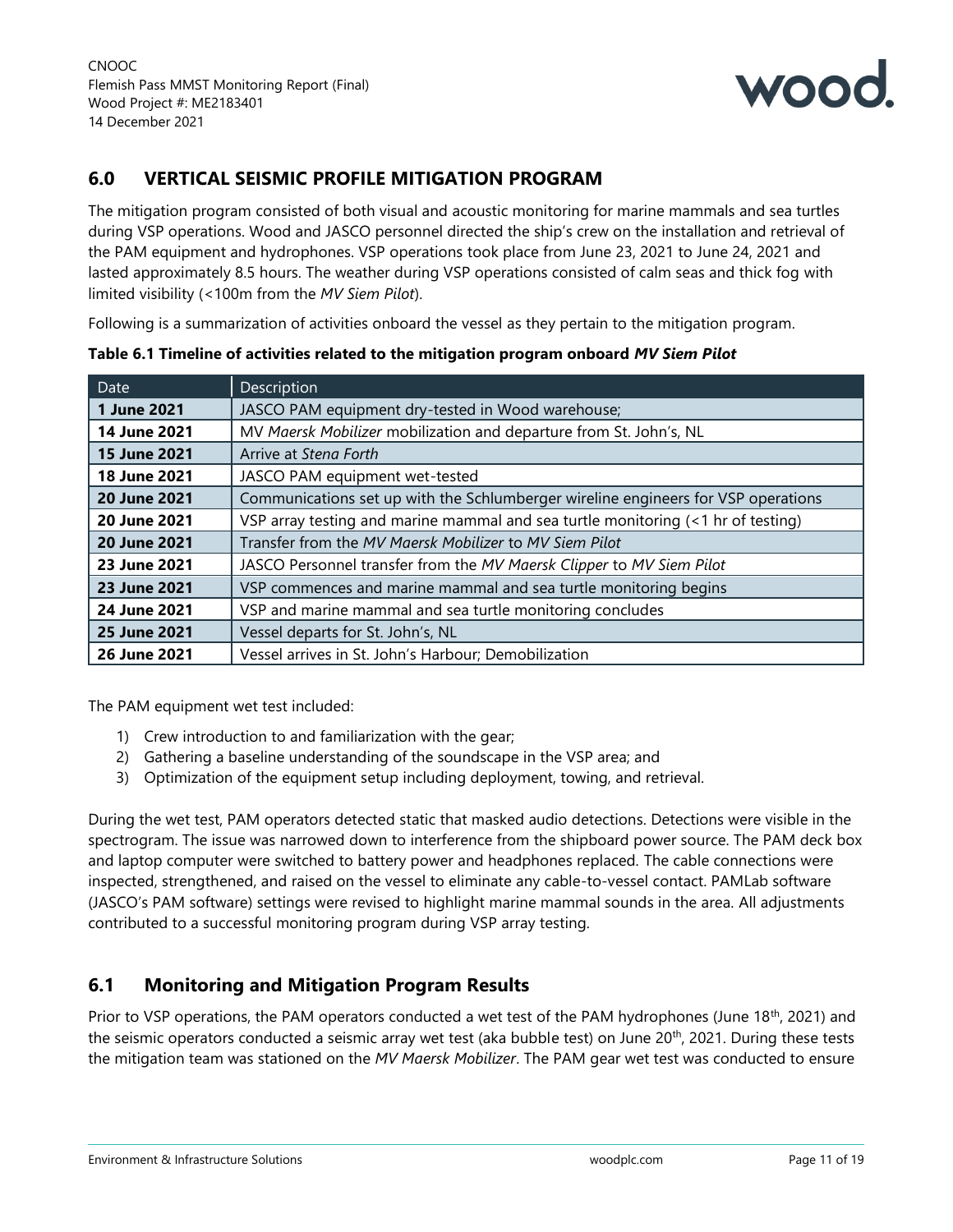## 6.0 VERTICAL SEISMIC PROFILE MITIGATION PROGRAM

The mitigation program consisted of both visual and acoustic monitoring for marine mammals and sea turtles during VSP operations. Wood and JASCO personnel directed the ship's crew on the installation and retrieval of the PAM equipment and hydrophones. VSP operations took place from June 23, 2021 to June 24, 2021 and lasted approximately 8.5 hours. The weather during VSP operations consisted of calm seas and thick fog with limited visibility (<100m from the *MV Siem Pilot*).

Following is a summarization of activities onboard the vessel as they pertain to the mitigation program.

**Table 6.1 Timeline of activities related to the mitigation program onboard *MV Siem Pilot***

| Date | Description |
|---|---|
| **1 June 2021** | JASCO PAM equipment dry-tested in Wood warehouse; |
| **14 June 2021** | MV *Maersk Mobilizer* mobilization and departure from St. John's, NL |
| **15 June 2021** | Arrive at *Stena Forth* |
| **18 June 2021** | JASCO PAM equipment wet-tested |
| **20 June 2021** | Communications set up with the Schlumberger wireline engineers for VSP operations |
| **20 June 2021** | VSP array testing and marine mammal and sea turtle monitoring (<1 hr of testing) |
| **20 June 2021** | Transfer from the *MV Maersk Mobilizer* to *MV Siem Pilot* |
| **23 June 2021** | JASCO Personnel transfer from the *MV Maersk Clipper* to *MV Siem Pilot* |
| **23 June 2021** | VSP commences and marine mammal and sea turtle monitoring begins |
| **24 June 2021** | VSP and marine mammal and sea turtle monitoring concludes |
| **25 June 2021** | Vessel departs for St. John's, NL |
| **26 June 2021** | Vessel arrives in St. John's Harbour; Demobilization |

The PAM equipment wet test included:

1) Crew introduction to and familiarization with the gear;
2) Gathering a baseline understanding of the soundscape in the VSP area; and
3) Optimization of the equipment setup including deployment, towing, and retrieval.

During the wet test, PAM operators detected static that masked audio detections. Detections were visible in the spectrogram. The issue was narrowed down to interference from the shipboard power source. The PAM deck box and laptop computer were switched to battery power and headphones replaced. The cable connections were inspected, strengthened, and raised on the vessel to eliminate any cable-to-vessel contact. PAMLab software (JASCO's PAM software) settings were revised to highlight marine mammal sounds in the area. All adjustments contributed to a successful monitoring program during VSP array testing.

## 6.1 Monitoring and Mitigation Program Results

Prior to VSP operations, the PAM operators conducted a wet test of the PAM hydrophones (June 18th, 2021) and the seismic operators conducted a seismic array wet test (aka bubble test) on June 20th, 2021. During these tests the mitigation team was stationed on the *MV Maersk Mobilizer*. The PAM gear wet test was conducted to ensure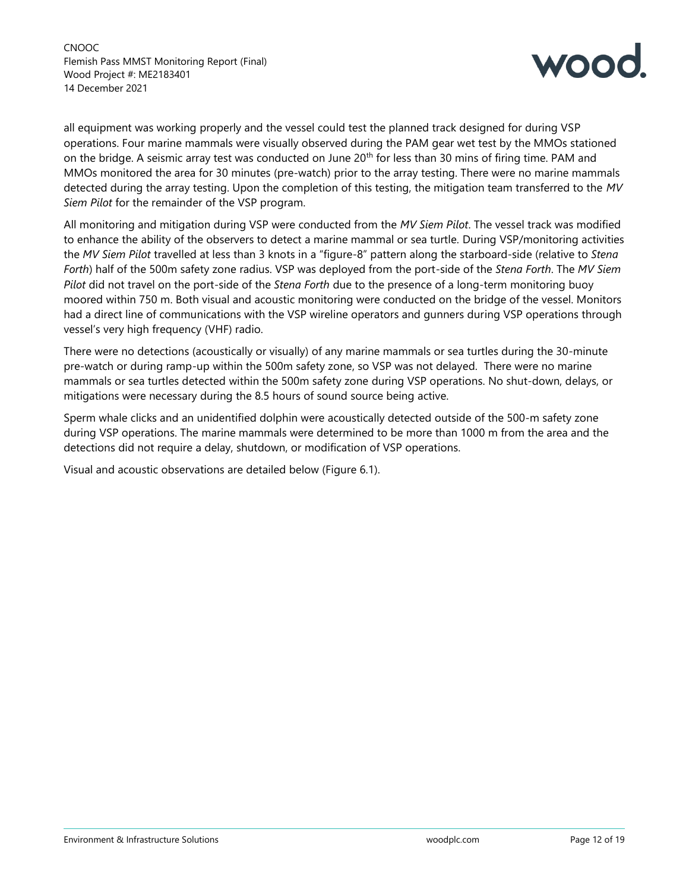all equipment was working properly and the vessel could test the planned track designed for during VSP operations. Four marine mammals were visually observed during the PAM gear wet test by the MMOs stationed on the bridge. A seismic array test was conducted on June 20th for less than 30 mins of firing time. PAM and MMOs monitored the area for 30 minutes (pre-watch) prior to the array testing. There were no marine mammals detected during the array testing. Upon the completion of this testing, the mitigation team transferred to the *MV Siem Pilot* for the remainder of the VSP program.

All monitoring and mitigation during VSP were conducted from the *MV Siem Pilot*. The vessel track was modified to enhance the ability of the observers to detect a marine mammal or sea turtle. During VSP/monitoring activities the *MV Siem Pilot* travelled at less than 3 knots in a "figure-8" pattern along the starboard-side (relative to *Stena Forth*) half of the 500m safety zone radius. VSP was deployed from the port-side of the *Stena Forth*. The *MV Siem Pilot* did not travel on the port-side of the *Stena Forth* due to the presence of a long-term monitoring buoy moored within 750 m. Both visual and acoustic monitoring were conducted on the bridge of the vessel. Monitors had a direct line of communications with the VSP wireline operators and gunners during VSP operations through vessel's very high frequency (VHF) radio.

There were no detections (acoustically or visually) of any marine mammals or sea turtles during the 30-minute pre-watch or during ramp-up within the 500m safety zone, so VSP was not delayed. There were no marine mammals or sea turtles detected within the 500m safety zone during VSP operations. No shut-down, delays, or mitigations were necessary during the 8.5 hours of sound source being active.

Sperm whale clicks and an unidentified dolphin were acoustically detected outside of the 500-m safety zone during VSP operations. The marine mammals were determined to be more than 1000 m from the area and the detections did not require a delay, shutdown, or modification of VSP operations.

Visual and acoustic observations are detailed below (Figure 6.1).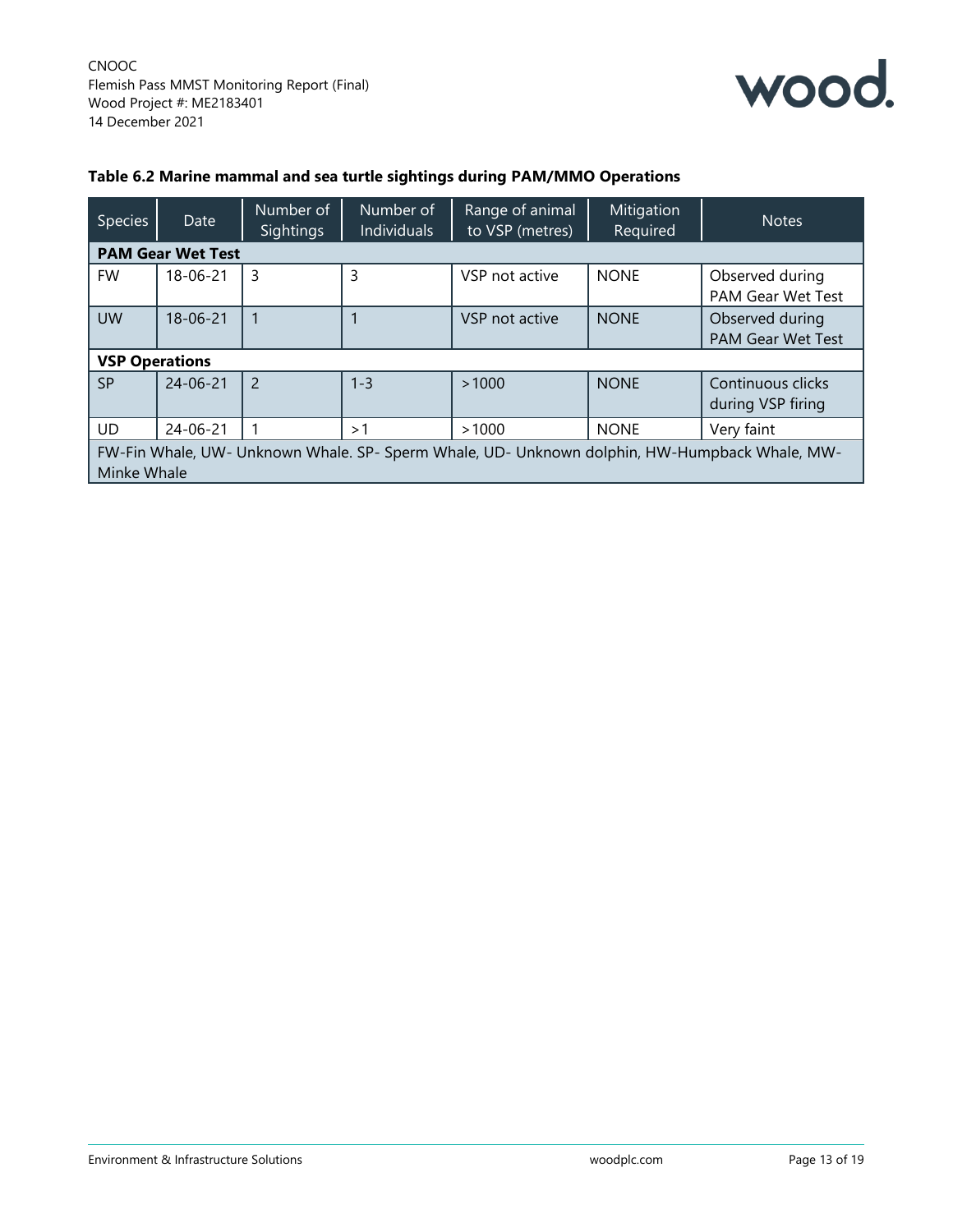**Table 6.2 Marine mammal and sea turtle sightings during PAM/MMO Operations**

| Species | Date | Number of Sightings | Number of Individuals | Range of animal to VSP (metres) | Mitigation Required | Notes |
|---|---|---|---|---|---|---|
| **PAM Gear Wet Test** | | | | | | |
| FW | 18-06-21 | 3 | 3 | VSP not active | NONE | Observed during PAM Gear Wet Test |
| UW | 18-06-21 | 1 | 1 | VSP not active | NONE | Observed during PAM Gear Wet Test |
| **VSP Operations** | | | | | | |
| SP | 24-06-21 | 2 | 1-3 | >1000 | NONE | Continuous clicks during VSP firing |
| UD | 24-06-21 | 1 | >1 | >1000 | NONE | Very faint |
| FW-Fin Whale, UW- Unknown Whale. SP- Sperm Whale, UD- Unknown dolphin, HW-Humpback Whale, MW-Minke Whale | | | | | | |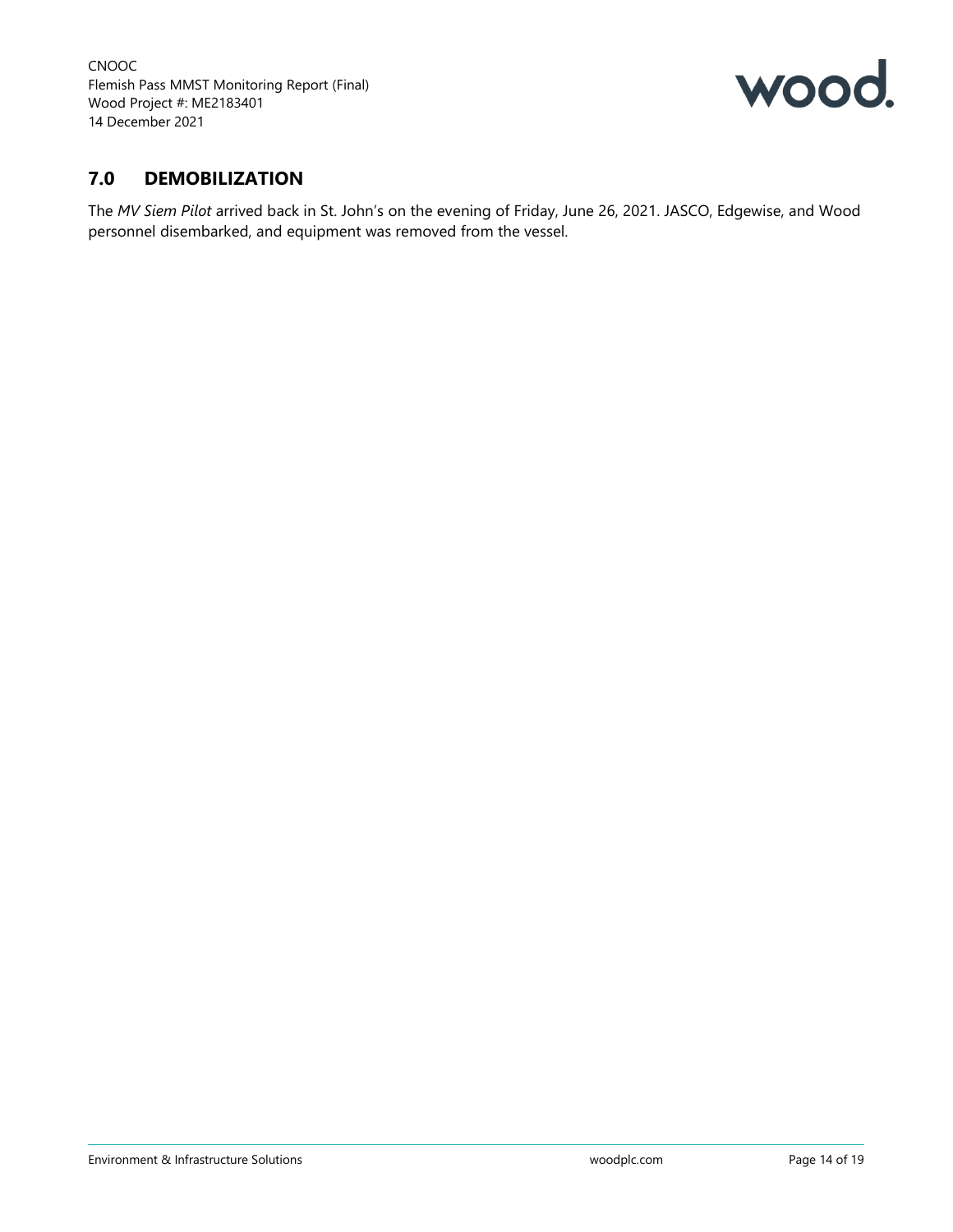## 7.0 DEMOBILIZATION

The *MV Siem Pilot* arrived back in St. John's on the evening of Friday, June 26, 2021. JASCO, Edgewise, and Wood personnel disembarked, and equipment was removed from the vessel.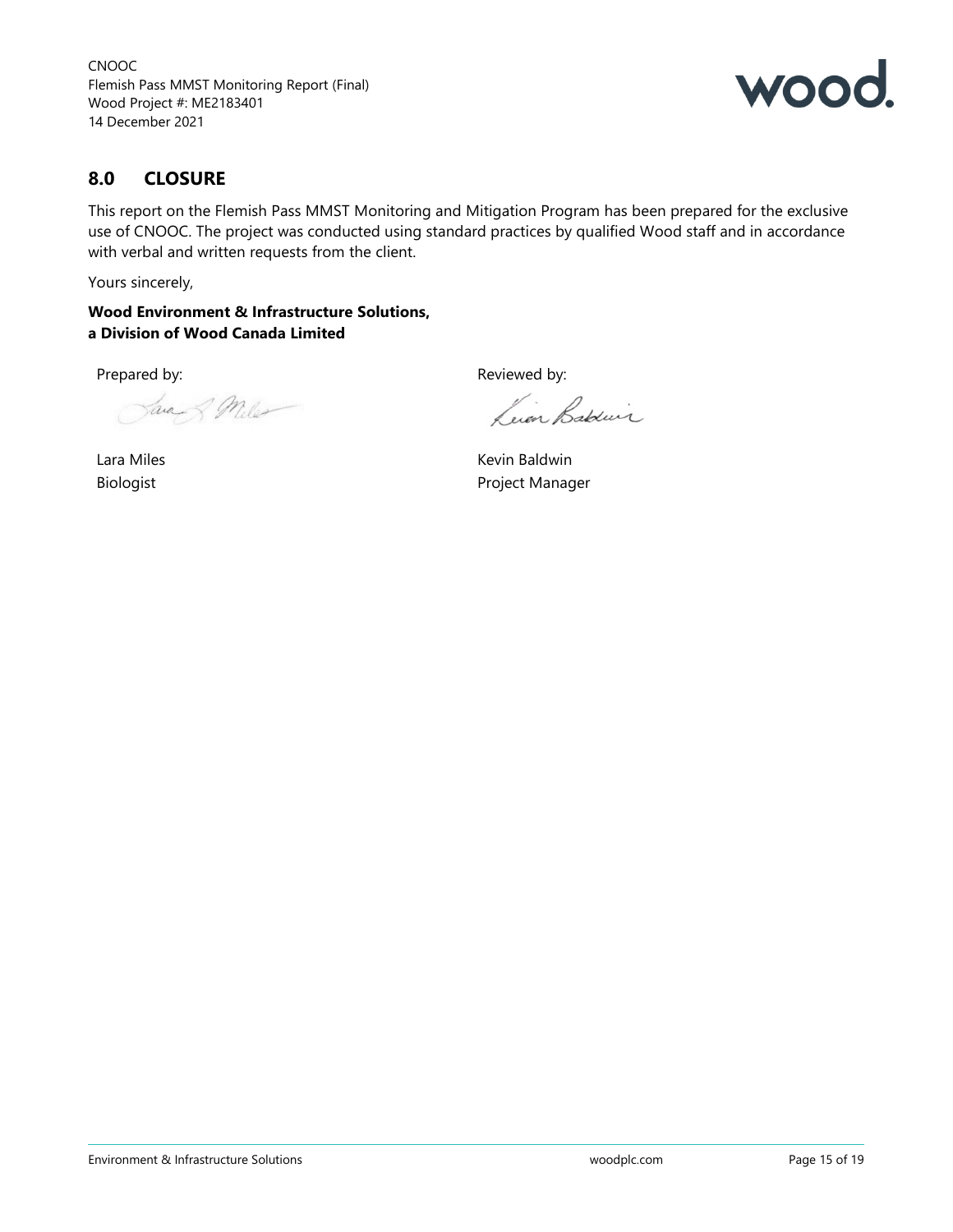## 8.0 CLOSURE

This report on the Flemish Pass MMST Monitoring and Mitigation Program has been prepared for the exclusive use of CNOOC. The project was conducted using standard practices by qualified Wood staff and in accordance with verbal and written requests from the client.

Yours sincerely,

**Wood Environment & Infrastructure Solutions,**
**a Division of Wood Canada Limited**

Prepared by:

Lara Miles
Biologist

Reviewed by:

Kevin Baldwin
Project Manager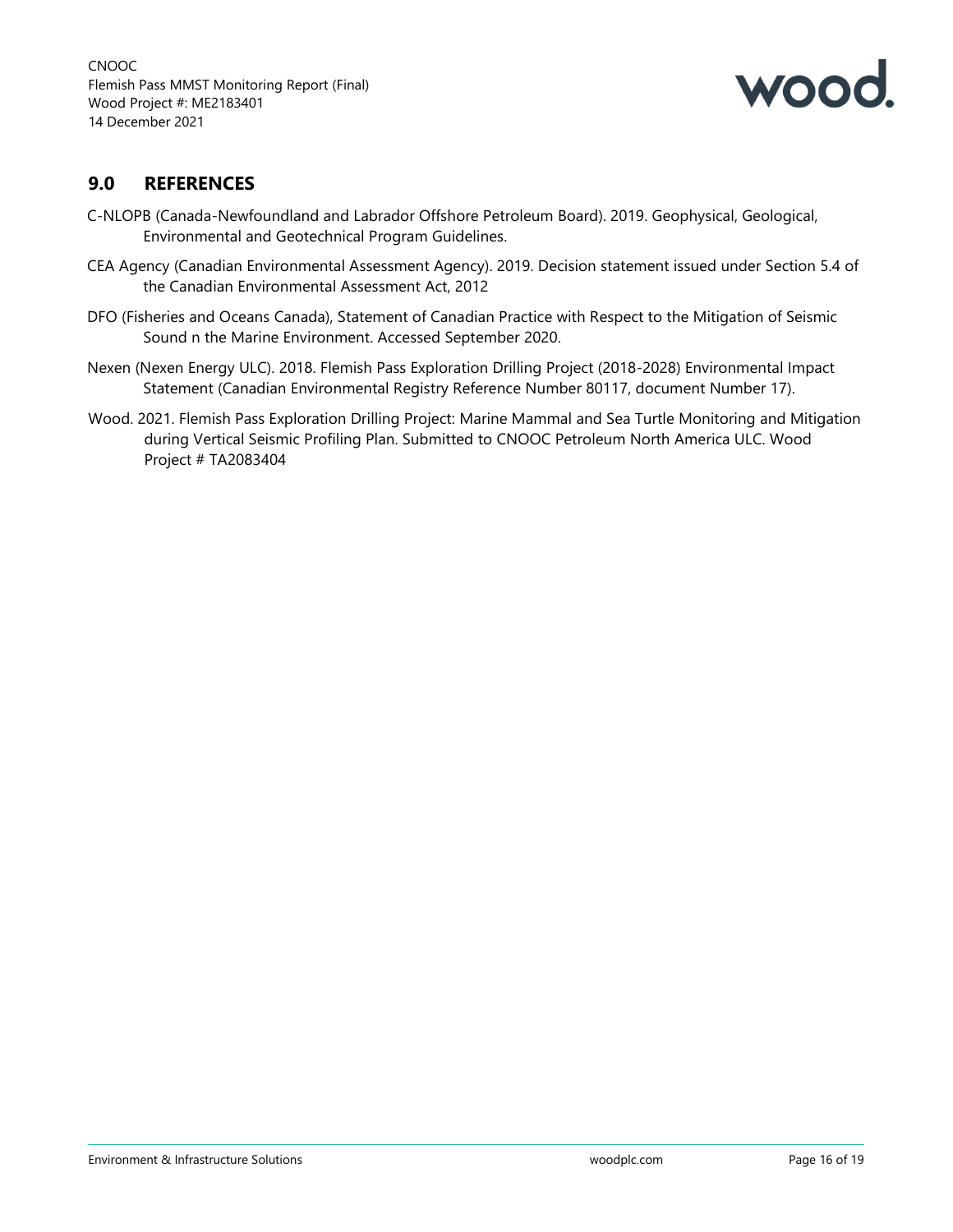## 9.0 REFERENCES

C-NLOPB (Canada-Newfoundland and Labrador Offshore Petroleum Board). 2019. Geophysical, Geological, Environmental and Geotechnical Program Guidelines.

CEA Agency (Canadian Environmental Assessment Agency). 2019. Decision statement issued under Section 5.4 of the Canadian Environmental Assessment Act, 2012

DFO (Fisheries and Oceans Canada), Statement of Canadian Practice with Respect to the Mitigation of Seismic Sound n the Marine Environment. Accessed September 2020.

Nexen (Nexen Energy ULC). 2018. Flemish Pass Exploration Drilling Project (2018-2028) Environmental Impact Statement (Canadian Environmental Registry Reference Number 80117, document Number 17).

Wood. 2021. Flemish Pass Exploration Drilling Project: Marine Mammal and Sea Turtle Monitoring and Mitigation during Vertical Seismic Profiling Plan. Submitted to CNOOC Petroleum North America ULC. Wood Project # TA2083404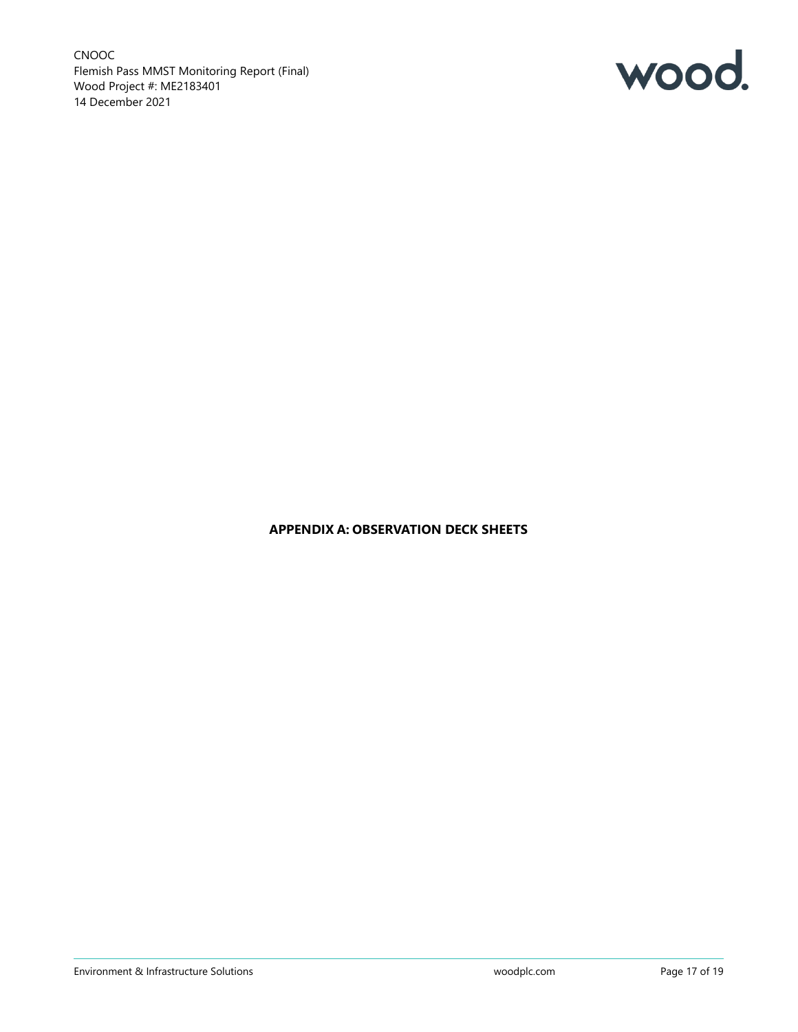**APPENDIX A: OBSERVATION DECK SHEETS**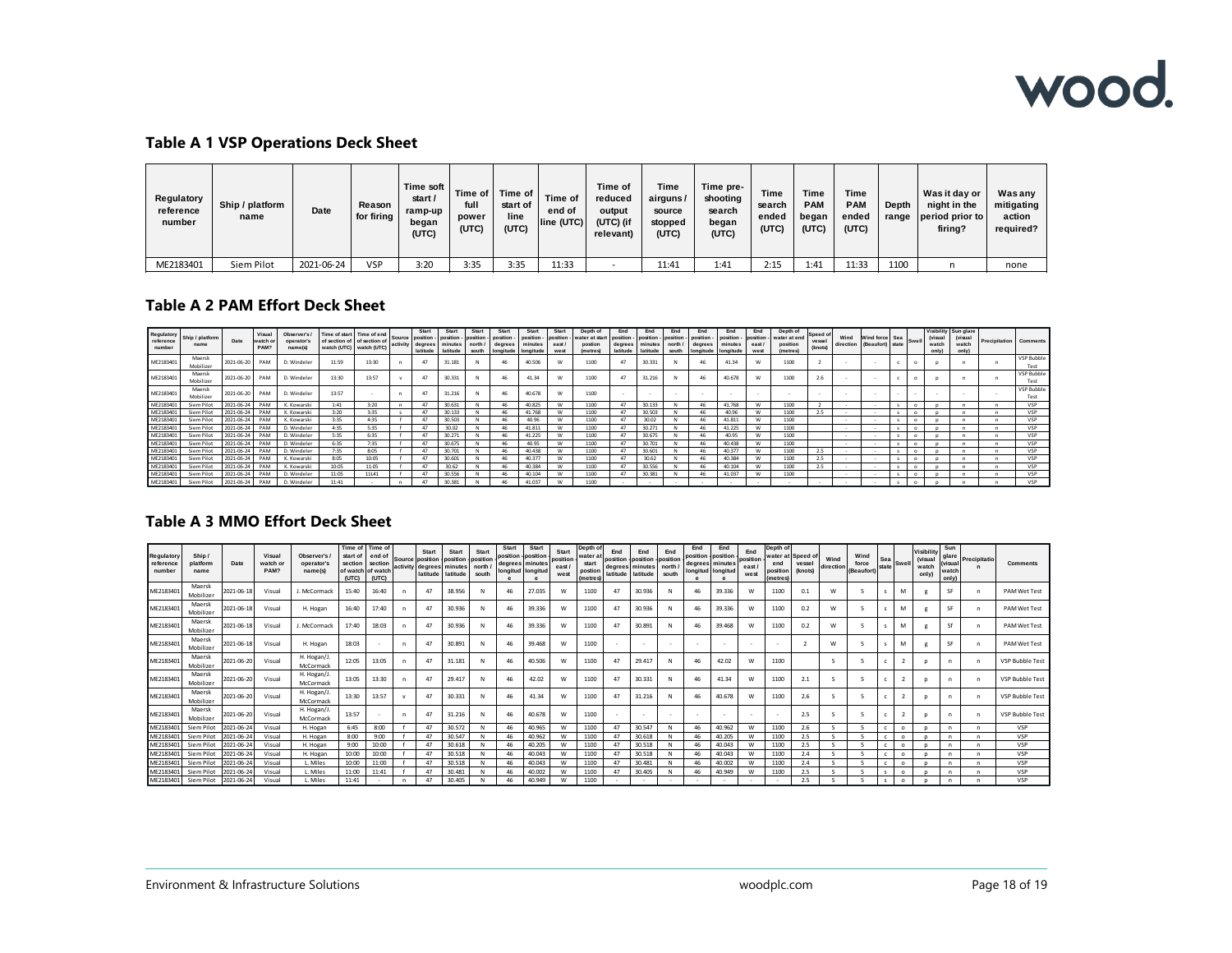## Table A 1 VSP Operations Deck Sheet

| Regulatory reference number | Ship / platform name | Date | Reason for firing | Time soft start / ramp-up began (UTC) | Time of full power (UTC) | Time of start of line (UTC) | Time of end of line (UTC) | Time of reduced output (UTC) (if relevant) | Time airguns / source stopped (UTC) | Time pre-shooting search began (UTC) | Time search ended (UTC) | Time PAM began (UTC) | Time PAM ended (UTC) | Depth range | Was it day or night in the period prior to firing? | Was any mitigating action required? |
|---|---|---|---|---|---|---|---|---|---|---|---|---|---|---|---|---|
| ME2183401 | Siem Pilot | 2021-06-24 | VSP | 3:20 | 3:35 | 3:35 | 11:33 | - | 11:41 | 1:41 | 2:15 | 1:41 | 11:33 | 1100 | n | none |

## Table A 2 PAM Effort Deck Sheet

| Regulatory reference number | Ship / platform name | Date | Visual watch or PAM? | Observer's / operator's name(s) | Time of start of section of watch (UTC) | Time of end of section of watch (UTC) | Source activity | Start position - degrees latitude | Start position - minutes latitude | Start position - north / south | Start position - degrees longitude | Start position - minutes longitude | Start position - east / west | Depth of water at start postion (metres) | End position - degrees latitude | End position - minutes latitude | End position - north / south | End position - degrees longitude | End position - minutes longitude | End position - east / west | Depth of water at end position (metres) | Speed of vessel (knots) | Wind direction | Wind force (Beaufort) | Sea state | Swell | Visibility (visual watch only) | Sun glare (visual watch only) | Precipitation | Comments |
|---|---|---|---|---|---|---|---|---|---|---|---|---|---|---|---|---|---|---|---|---|---|---|---|---|---|---|---|---|---|---|
| ME2183401 | Maersk Mobilizer | 2021-06-20 | PAM | D. Windeler | 11:59 | 13:30 | n | 47 | 31.181 | N | 46 | 40.506 | W | 1100 | 47 | 30.331 | N | 46 | 41.34 | W | 1100 | 2 | - | - | c | o | p | n | n | VSP Bubble Test |
| ME2183401 | Maersk Mobilizer | 2021-06-20 | PAM | D. Windeler | 13:30 | 13:57 | v | 47 | 30.331 | N | 46 | 41.34 | W | 1100 | 47 | 31.216 | N | 46 | 40.678 | W | 1100 | 2.6 | - | - | c | o | p | n | n | VSP Bubble Test |
| ME2183401 | Maersk Mobilizer | 2021-06-20 | PAM | D. Windeler | 13:57 | - | n | 47 | 31.216 | N | 46 | 40.678 | W | 1100 | - | - | - | - | - | - | - | - | - | - | - | - | - | - | - | VSP Bubble Test |
| ME2183401 | Siem Pilot | 2021-06-24 | PAM | K. Kowarski | 1:41 | 3:20 | n | 47 | 30.631 | N | 46 | 40.825 | W | 1100 | 47 | 30.133 | N | 46 | 41.768 | W | 1100 | 2 | - | - | s | o | p | n | n | VSP |
| ME2183401 | Siem Pilot | 2021-06-24 | PAM | K. Kowarski | 3:20 | 3:35 | s | 47 | 30.133 | N | 46 | 41.768 | W | 1100 | 47 | 30.503 | N | 46 | 40.96 | W | 1100 | 2.5 | - | - | s | o | p | n | n | VSP |
| ME2183401 | Siem Pilot | 2021-06-24 | PAM | K. Kowarski | 3:35 | 4:35 | f | 47 | 30.503 | N | 46 | 40.96 | W | 1100 | 47 | 30.02 | N | 46 | 41.811 | W | 1100 | | - | - | s | o | p | n | n | VSP |
| ME2183401 | Siem Pilot | 2021-06-24 | PAM | D. Windeler | 4:35 | 5:35 | f | 47 | 30.02 | N | 46 | 41.811 | W | 1100 | 47 | 30.271 | N | 46 | 41.225 | W | 1100 | | - | - | s | o | p | n | n | VSP |
| ME2183401 | Siem Pilot | 2021-06-24 | PAM | D. Windeler | 5:35 | 6:35 | f | 47 | 30.271 | N | 46 | 41.225 | W | 1100 | 47 | 30.675 | N | 46 | 40.95 | W | 1100 | | - | - | s | o | p | n | n | VSP |
| ME2183401 | Siem Pilot | 2021-06-24 | PAM | D. Windeler | 6:35 | 7:35 | f | 47 | 30.675 | N | 46 | 40.95 | W | 1100 | 47 | 30.701 | N | 46 | 40.438 | W | 1100 | | - | - | s | o | p | n | n | VSP |
| ME2183401 | Siem Pilot | 2021-06-24 | PAM | D. Windeler | 7:35 | 8:05 | f | 47 | 30.701 | N | 46 | 40.438 | W | 1100 | 47 | 30.601 | N | 46 | 40.377 | W | 1100 | 2.5 | - | - | s | o | p | n | n | VSP |
| ME2183401 | Siem Pilot | 2021-06-24 | PAM | K. Kowarski | 8:05 | 10:05 | f | 47 | 30.601 | N | 46 | 40.377 | W | 1100 | 47 | 30.62 | N | 46 | 40.384 | W | 1100 | 2.5 | - | - | s | o | p | n | n | VSP |
| ME2183401 | Siem Pilot | 2021-06-24 | PAM | K. Kowarski | 10:05 | 11:05 | f | 47 | 30.62 | N | 46 | 40.384 | W | 1100 | 47 | 30.556 | N | 46 | 40.104 | W | 1100 | 2.5 | - | - | s | o | p | n | n | VSP |
| ME2183401 | Siem Pilot | 2021-06-24 | PAM | D. Windeler | 11:05 | 11141 | f | 47 | 30.556 | N | 46 | 40.104 | W | 1100 | 47 | 30.381 | N | 46 | 41.037 | W | 1100 | | - | - | s | o | p | n | n | VSP |
| ME2183401 | Siem Pilot | 2021-06-24 | PAM | D. Windeler | 11:41 | - | n | 47 | 30.381 | N | 46 | 41.037 | W | 1100 | - | - | - | - | - | - | - | - | - | - | s | o | p | n | n | VSP |

## Table A 3 MMO Effort Deck Sheet

| Regulatory reference number | Ship / platform name | Date | Visual watch or PAM? | Observer's / operator's name(s) | Time of start of section of watch (UTC) | Time of end of section of watch (UTC) | Source activity | Start position degrees latitude | Start position minutes latitude | Start position north / south | Start position degrees longitude | Start position minutes longitude | Start position east / west | Depth of water at start postion (metres) | End position degrees latitude | End position minutes latitude | End position north / south | End position degrees longitude | End position minutes longitude | End position east / west | Depth of water at end position (metres) | Speed of vessel (knots) | Wind direction | Wind force (Beaufort) | Sea state | Swell | Visibility (visual watch only) | Sun glare (visual watch only) | Precipitation | Comments |
|---|---|---|---|---|---|---|---|---|---|---|---|---|---|---|---|---|---|---|---|---|---|---|---|---|---|---|---|---|---|---|
| ME2183401 | Maersk Mobilizer | 2021-06-18 | Visual | J. McCormack | 15:40 | 16:40 | n | 47 | 38.956 | N | 46 | 27.035 | W | 1100 | 47 | 30.936 | N | 46 | 39.336 | W | 1100 | 0.1 | W | 5 | s | M | g | SF | n | PAM Wet Test |
| ME2183401 | Maersk Mobilizer | 2021-06-18 | Visual | H. Hogan | 16:40 | 17:40 | n | 47 | 30.936 | N | 46 | 39.336 | W | 1100 | 47 | 30.936 | N | 46 | 39.336 | W | 1100 | 0.2 | W | 5 | s | M | g | SF | n | PAM Wet Test |
| ME2183401 | Maersk Mobilizer | 2021-06-18 | Visual | J. McCormack | 17:40 | 18:03 | n | 47 | 30.936 | N | 46 | 39.336 | W | 1100 | 47 | 30.891 | N | 46 | 39.468 | W | 1100 | 0.2 | W | 5 | s | M | g | Sf | n | PAM Wet Test |
| ME2183401 | Maersk Mobilizer | 2021-06-18 | Visual | H. Hogan | 18:03 | - | n | 47 | 30.891 | N | 46 | 39.468 | W | 1100 | - | - | - | - | - | - | - | 2 | W | 5 | s | M | g | SF | n | PAM Wet Test |
| ME2183401 | Maersk Mobilizer | 2021-06-20 | Visual | H. Hogan/J. McCormack | 12:05 | 13:05 | n | 47 | 31.181 | N | 46 | 40.506 | W | 1100 | 47 | 29.417 | N | 46 | 42.02 | W | 1100 | | S | 5 | c | 2 | p | n | n | VSP Bubble Test |
| ME2183401 | Maersk Mobilizer | 2021-06-20 | Visual | H. Hogan/J. McCormack | 13:05 | 13:30 | n | 47 | 29.417 | N | 46 | 42.02 | W | 1100 | 47 | 30.331 | N | 46 | 41.34 | W | 1100 | 2.1 | S | 5 | c | 2 | p | n | n | VSP Bubble Test |
| ME2183401 | Maersk Mobilizer | 2021-06-20 | Visual | H. Hogan/J. McCormack | 13:30 | 13:57 | v | 47 | 30.331 | N | 46 | 41.34 | W | 1100 | 47 | 31.216 | N | 46 | 40.678 | W | 1100 | 2.6 | S | 5 | c | 2 | p | n | n | VSP Bubble Test |
| ME2183401 | Maersk Mobilizer | 2021-06-20 | Visual | H. Hogan/J. McCormack | 13:57 | - | n | 47 | 31.216 | N | 46 | 40.678 | W | 1100 | - | - | - | - | - | - | - | 2.5 | S | 5 | c | 2 | p | n | n | VSP Bubble Test |
| ME2183401 | Siem Pilot | 2021-06-24 | Visual | H. Hogan | 6:45 | 8:00 | f | 47 | 30.572 | N | 46 | 40.965 | W | 1100 | 47 | 30.547 | N | 46 | 40.962 | W | 1100 | 2.6 | S | 5 | c | o | p | n | n | VSP |
| ME2183401 | Siem Pilot | 2021-06-24 | Visual | H. Hogan | 8:00 | 9:00 | f | 47 | 30.547 | N | 46 | 40.962 | W | 1100 | 47 | 30.618 | N | 46 | 40.205 | W | 1100 | 2.5 | S | 5 | c | o | p | n | n | VSP |
| ME2183401 | Siem Pilot | 2021-06-24 | Visual | H. Hogan | 9:00 | 10:00 | f | 47 | 30.618 | N | 46 | 40.205 | W | 1100 | 47 | 30.518 | N | 46 | 40.043 | W | 1100 | 2.5 | S | 5 | c | o | p | n | n | VSP |
| ME2183401 | Siem Pilot | 2021-06-24 | Visual | H. Hogan | 10:00 | 10:00 | f | 47 | 30.518 | N | 46 | 40.043 | W | 1100 | 47 | 30.518 | N | 46 | 40.043 | W | 1100 | 2.4 | S | 5 | c | o | p | n | n | VSP |
| ME2183401 | Siem Pilot | 2021-06-24 | Visual | L. Miles | 10:00 | 11:00 | f | 47 | 30.518 | N | 46 | 40.043 | W | 1100 | 47 | 30.481 | N | 46 | 40.002 | W | 1100 | 2.4 | S | 5 | c | o | p | n | n | VSP |
| ME2183401 | Siem Pilot | 2021-06-24 | Visual | L. Miles | 11:00 | 11:41 | f | 47 | 30.481 | N | 46 | 40.002 | W | 1100 | 47 | 30.405 | N | 46 | 40.949 | W | 1100 | 2.5 | S | 5 | s | o | p | n | n | VSP |
| ME2183401 | Siem Pilot | 2021-06-24 | Visual | L. Miles | 11:41 | - | n | 47 | 30.405 | N | 46 | 40.949 | W | 1100 | - | - | - | - | - | - | - | 2.5 | S | 5 | s | o | p | n | n | VSP |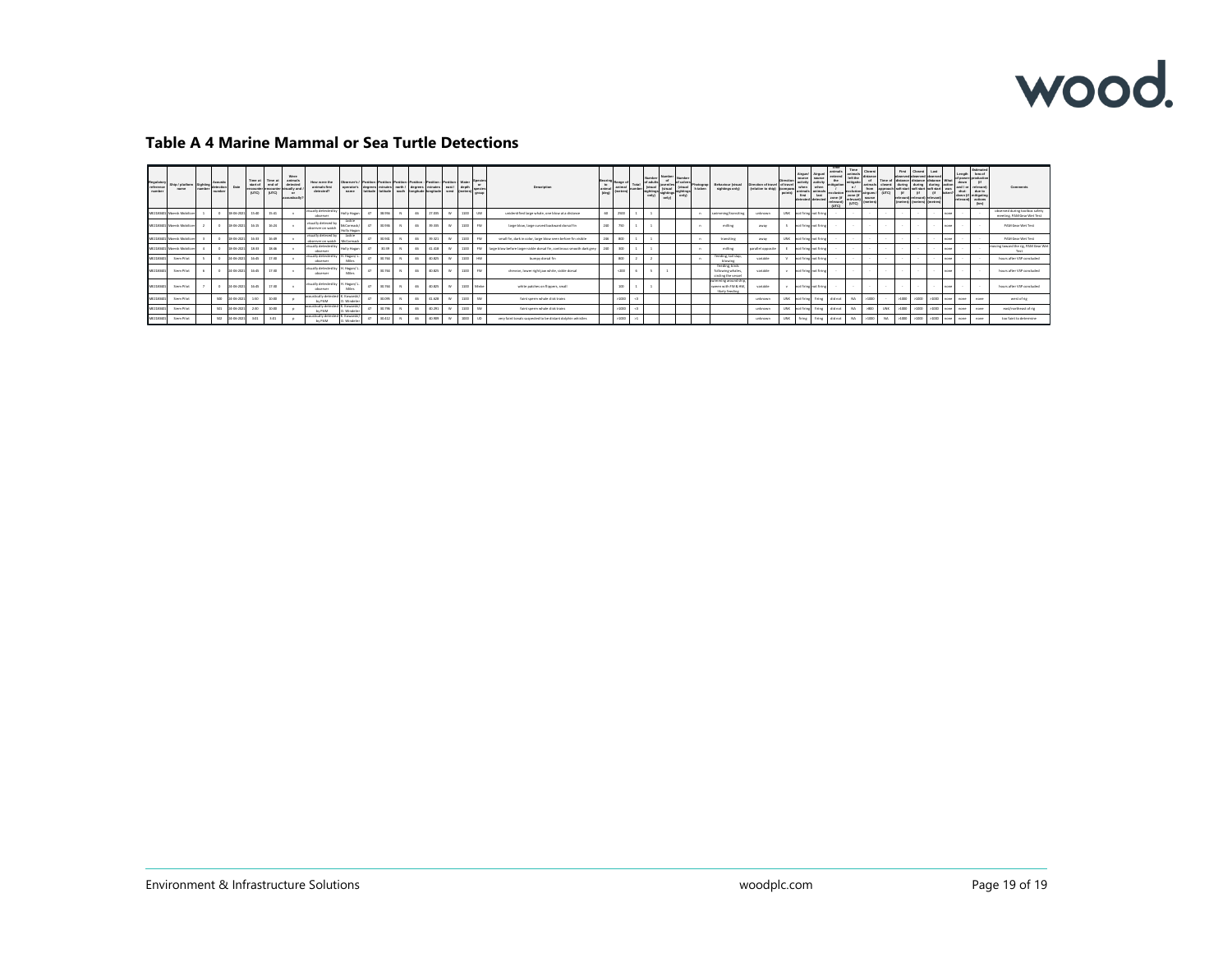## Table A 4 Marine Mammal or Sea Turtle Detections

| Regulatory reference number | Ship / platform name | Sighting number | Acoustic detection number | Date | Time at start of encounter (UTC) | Time at end of encounter (UTC) | Were animals detected visually and / or acoustically? | How were the animals first detected? | Observer's / operator's name | Position degrees latitude | Position minutes latitude | Position north / south | Position degrees longitude | Position minutes longitude | Position east / west | Water depth (metres) | Species or species group | Description | Bearing to animal (deg) | Range of animal (metres) | Total number | Number of adults (visual sightings only) | Number of juveniles (visual sightings only) | Number of calves (visual sightings only) | Photograph taken | Behaviour (visual sightings only) | Direction of travel (relative to ship) | Direction of travel (compass points) | Airgun/ source activity when animals first detected | Airgun/ source activity when animals last detected | Time animals entered the mitigation / exclusion zone (if relevant) (UTC) | Time animals left the mitigation / exclusion zone (if relevant) (UTC) | Closest distance of animals from airguns / source (metres) | Time of closest approach (UTC) | First observed distance during soft start (if relevant) (metres) | Closest distance during soft start (if relevant) (metres) | Last observed distance during soft start (if relevant) (metres) | What action was taken? | Length of power down and / or shut down (if relevant) | Estimated loss of production (if relevant) due to mitigating actions (hrs) | Comments |
|---|---|---|---|---|---|---|---|---|---|---|---|---|---|---|---|---|---|---|---|---|---|---|---|---|---|---|---|---|---|---|---|---|---|---|---|---|---|---|---|---|---|
| ME2184001 | Maersk Mobilizer | 1 | 0 | 18-06-2021 | 15:40 | 15:45 | v | visually detected by observer | Holly Hogan | 47 | 38.956 | N | 46 | 27.393 | W | 1100 | UID | unidentified large whale, one blow at a distance | 60 | 2500 | 1 | 1 | | | n | swimming/travelling | unknown | UNK | not firing | not firing | - | - | - | - | - | - | - | none | - | - | observed during toolbox safety meeting; PAM Gear Wet Test |
| ME2184001 | Maersk Mobilizer | 2 | 0 | 18-06-2021 | 16:15 | 16:24 | v | visually detected by observer on watch | Jackie McCormack / Holly Hogan | 47 | 30.956 | N | 46 | 39.335 | W | 1100 | FW | large blow, large curved backward dorsal fin | 200 | 750 | 1 | 1 | | | n | milling | away | S | not firing | not firing | - | - | - | - | - | - | - | none | - | - | PAM Gear Wet Test |
| ME2184001 | Maersk Mobilizer | 3 | 0 | 18-06-2021 | 16:33 | 16:49 | v | visually detected by observer on watch | Jackie McCormack | 47 | 30.931 | N | 46 | 39.321 | W | 1100 | FW | small fin, dark in color, large blow seen before fin visible | 230 | 800 | 1 | 1 | | | n | travelling | away | UNK | not firing | not firing | - | - | - | - | - | - | - | none | - | - | PAM Gear Wet Test |
| ME2184001 | Maersk Mobilizer | 4 | 0 | 18-06-2021 | 18:33 | 18:46 | v | visually detected by observer | Holly Hogan | 47 | 30.99 | N | 46 | 31.408 | W | 1100 | FW | large blow before larger visible dorsal fin, continuous smooth dark grey | 240 | 300 | 1 | 1 | | | n | milling | parallel opposite | E | not firing | not firing | - | - | - | - | - | - | - | none | - | - | moving toward the rig; PAM Gear Wet Test |
| ME2184001 | Siem Pilot | 5 | 0 | 24-06-2021 | 16:45 | 17:00 | v | visually detected by observer | H. Hagan / L. Miles | 47 | 30.734 | N | 46 | 40.825 | W | 1100 | HW | bumpy dorsal fin | | 800 | 2 | 2 | | | n | | variable | V | not firing | not firing | - | - | - | - | - | - | - | none | - | - | hours after VSP concluded |
| ME2184001 | Siem Pilot | 6 | 0 | 24-06-2021 | 16:45 | 17:00 | v | visually detected by observer | H. Hagan / L. Miles | 47 | 30.734 | N | 46 | 40.825 | W | 1100 | FW | chevron, lower right jaw white, visible dorsal | | <200 | 6 | 5 | 1 | | | feeding, back following whales, circling the vessel | variable | v | not firing | not firing | - | - | - | - | - | - | - | none | - | - | hours after VSP concluded |
| ME2184001 | Siem Pilot | 7 | 0 | 24-06-2021 | 16:45 | 17:00 | v | visually detected by observer | H. Hagan / L. Miles | 47 | 30.734 | N | 46 | 40.825 | W | 1100 | Minke | white patches on flippers, small | | 100 | 1 | 1 | | | | swimming around ship, seem with FW & HW, likely feeding | variable | v | not firing | not firing | - | - | - | - | - | - | - | none | - | - | hours after VSP concluded |
| ME2184001 | Siem Pilot | | 500 | 24-06-2021 | 1:50 | 10:00 | p | acoustically detected by PAM | E. Kowanski / D. Winkeler | 47 | 30.095 | N | 46 | 31.628 | W | 1100 | SW | faint sperm whale click trains | | >2000 | <3 | | | | | | unknown | UNK | not firing | firing | did not | NA | >2000 | | >1000 | >2000 | >2000 | none | none | none | west of rig |
| ME2184001 | Siem Pilot | | 501 | 24-06-2021 | 2:30 | 10:00 | p | acoustically detected by PAM | E. Kowanski / D. Winkeler | 47 | 30.776 | N | 46 | 40.291 | W | 1100 | SW | faint sperm whale click trains | | >2000 | <3 | | | | | | unknown | UNK | not firing | firing | did not | NA | >800 | UNK | >1000 | >2000 | >2000 | none | none | none | east/northeast of rig |
| ME2184001 | Siem Pilot | | 502 | 24-06-2021 | 3:01 | 3:01 | p | acoustically detected by PAM | E. Kowanski / D. Winkeler | 47 | 30.412 | N | 46 | 40.989 | W | 3000 | UD | very faint tonals suspected to be distant dolphin whistles | | >2000 | >1 | | | | | | unknown | UNK | firing | firing | did not | NA | >2000 | NA | >1000 | >2000 | >2000 | none | none | none | too faint to determine |